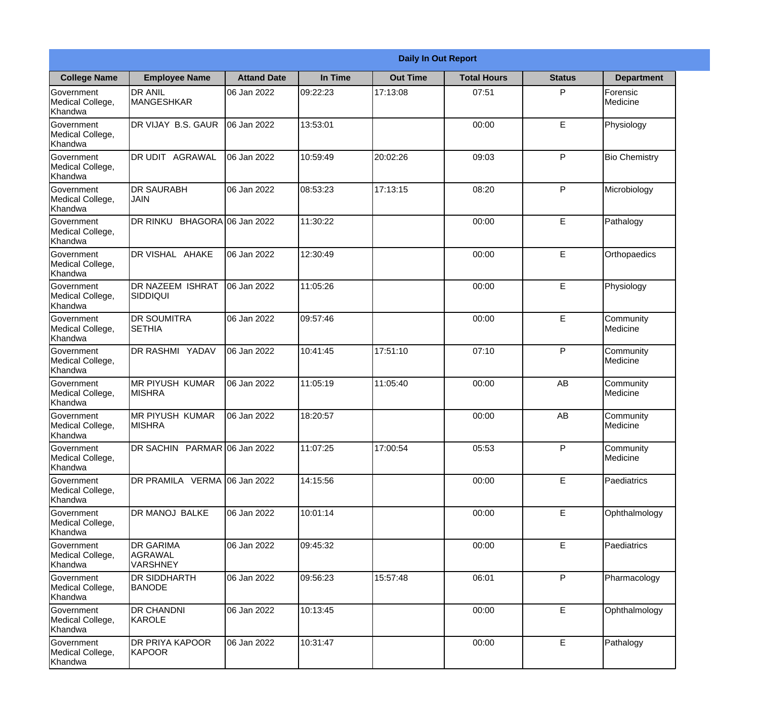**Daily In Out Report**

| College Name | Employee Name | Attand Date | In Time | Out Time | Total Hours | Status | Department |
|---|---|---|---|---|---|---|---|
| Government Medical College, Khandwa | DR ANIL MANGESHKAR | 06 Jan 2022 | 09:22:23 | 17:13:08 | 07:51 | P | Forensic Medicine |
| Government Medical College, Khandwa | DR VIJAY B.S. GAUR | 06 Jan 2022 | 13:53:01 | | 00:00 | E | Physiology |
| Government Medical College, Khandwa | DR UDIT AGRAWAL | 06 Jan 2022 | 10:59:49 | 20:02:26 | 09:03 | P | Bio Chemistry |
| Government Medical College, Khandwa | DR SAURABH JAIN | 06 Jan 2022 | 08:53:23 | 17:13:15 | 08:20 | P | Microbiology |
| Government Medical College, Khandwa | DR RINKU BHAGORA | 06 Jan 2022 | 11:30:22 | | 00:00 | E | Pathalogy |
| Government Medical College, Khandwa | DR VISHAL AHAKE | 06 Jan 2022 | 12:30:49 | | 00:00 | E | Orthopaedics |
| Government Medical College, Khandwa | DR NAZEEM ISHRAT SIDDIQUI | 06 Jan 2022 | 11:05:26 | | 00:00 | E | Physiology |
| Government Medical College, Khandwa | DR SOUMITRA SETHIA | 06 Jan 2022 | 09:57:46 | | 00:00 | E | Community Medicine |
| Government Medical College, Khandwa | DR RASHMI YADAV | 06 Jan 2022 | 10:41:45 | 17:51:10 | 07:10 | P | Community Medicine |
| Government Medical College, Khandwa | MR PIYUSH KUMAR MISHRA | 06 Jan 2022 | 11:05:19 | 11:05:40 | 00:00 | AB | Community Medicine |
| Government Medical College, Khandwa | MR PIYUSH KUMAR MISHRA | 06 Jan 2022 | 18:20:57 | | 00:00 | AB | Community Medicine |
| Government Medical College, Khandwa | DR SACHIN PARMAR | 06 Jan 2022 | 11:07:25 | 17:00:54 | 05:53 | P | Community Medicine |
| Government Medical College, Khandwa | DR PRAMILA VERMA | 06 Jan 2022 | 14:15:56 | | 00:00 | E | Paediatrics |
| Government Medical College, Khandwa | DR MANOJ BALKE | 06 Jan 2022 | 10:01:14 | | 00:00 | E | Ophthalmology |
| Government Medical College, Khandwa | DR GARIMA AGRAWAL VARSHNEY | 06 Jan 2022 | 09:45:32 | | 00:00 | E | Paediatrics |
| Government Medical College, Khandwa | DR SIDDHARTH BANODE | 06 Jan 2022 | 09:56:23 | 15:57:48 | 06:01 | P | Pharmacology |
| Government Medical College, Khandwa | DR CHANDNI KAROLE | 06 Jan 2022 | 10:13:45 | | 00:00 | E | Ophthalmology |
| Government Medical College, Khandwa | DR PRIYA KAPOOR KAPOOR | 06 Jan 2022 | 10:31:47 | | 00:00 | E | Pathalogy |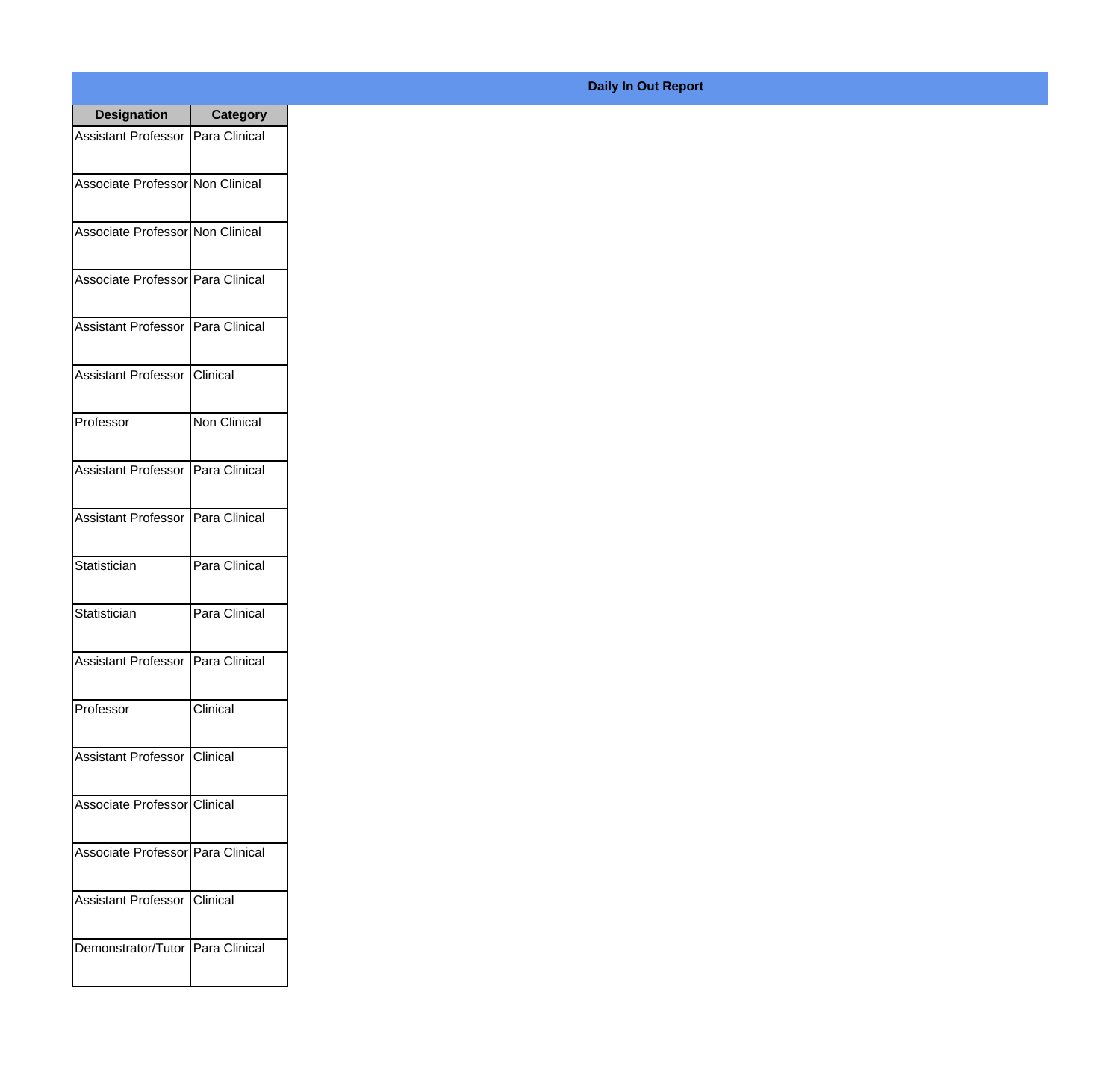**Daily In Out Report**

| Designation | Category |
|---|---|
| Assistant Professor | Para Clinical |
| Associate Professor | Non Clinical |
| Associate Professor | Non Clinical |
| Associate Professor | Para Clinical |
| Assistant Professor | Para Clinical |
| Assistant Professor | Clinical |
| Professor | Non Clinical |
| Assistant Professor | Para Clinical |
| Assistant Professor | Para Clinical |
| Statistician | Para Clinical |
| Statistician | Para Clinical |
| Assistant Professor | Para Clinical |
| Professor | Clinical |
| Assistant Professor | Clinical |
| Associate Professor | Clinical |
| Associate Professor | Para Clinical |
| Assistant Professor | Clinical |
| Demonstrator/Tutor | Para Clinical |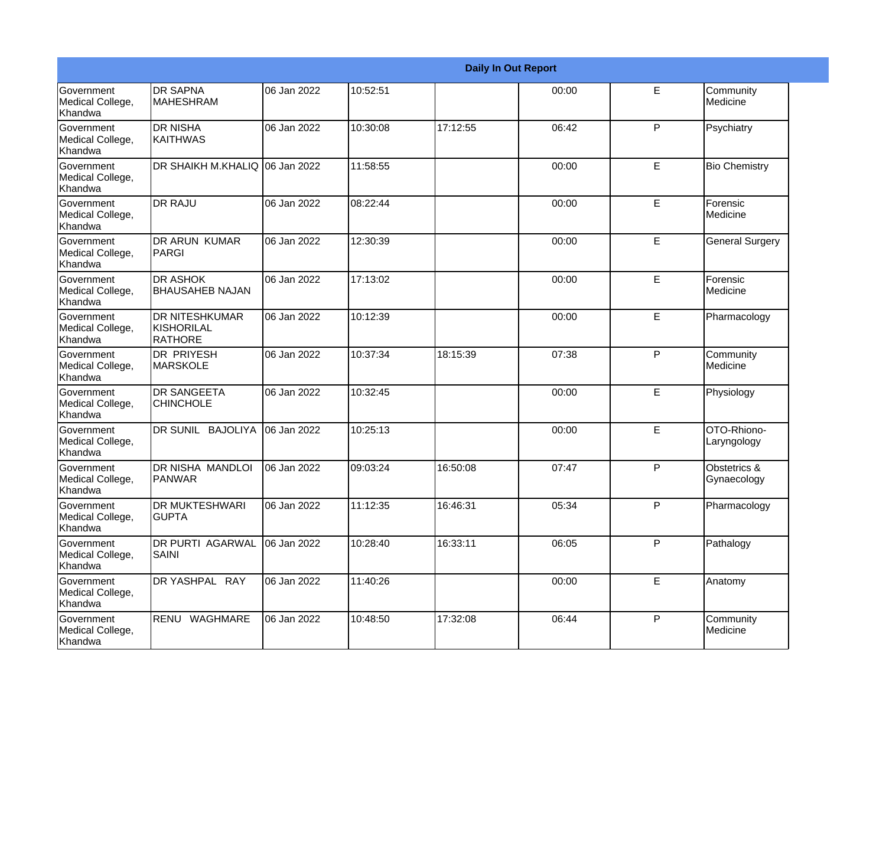| Daily In Out Report | | | | | | | |
|---|---|---|---|---|---|---|---|
| Government Medical College, Khandwa | DR SAPNA MAHESHRAM | 06 Jan 2022 | 10:52:51 | | 00:00 | E | Community Medicine |
| Government Medical College, Khandwa | DR NISHA KAITHWAS | 06 Jan 2022 | 10:30:08 | 17:12:55 | 06:42 | P | Psychiatry |
| Government Medical College, Khandwa | DR SHAIKH M.KHALIQ | 06 Jan 2022 | 11:58:55 | | 00:00 | E | Bio Chemistry |
| Government Medical College, Khandwa | DR RAJU | 06 Jan 2022 | 08:22:44 | | 00:00 | E | Forensic Medicine |
| Government Medical College, Khandwa | DR ARUN KUMAR PARGI | 06 Jan 2022 | 12:30:39 | | 00:00 | E | General Surgery |
| Government Medical College, Khandwa | DR ASHOK BHAUSAHEB NAJAN | 06 Jan 2022 | 17:13:02 | | 00:00 | E | Forensic Medicine |
| Government Medical College, Khandwa | DR NITESHKUMAR KISHORILAL RATHORE | 06 Jan 2022 | 10:12:39 | | 00:00 | E | Pharmacology |
| Government Medical College, Khandwa | DR PRIYESH MARSKOLE | 06 Jan 2022 | 10:37:34 | 18:15:39 | 07:38 | P | Community Medicine |
| Government Medical College, Khandwa | DR SANGEETA CHINCHOLE | 06 Jan 2022 | 10:32:45 | | 00:00 | E | Physiology |
| Government Medical College, Khandwa | DR SUNIL BAJOLIYA | 06 Jan 2022 | 10:25:13 | | 00:00 | E | OTO-Rhiono-Laryngology |
| Government Medical College, Khandwa | DR NISHA MANDLOI PANWAR | 06 Jan 2022 | 09:03:24 | 16:50:08 | 07:47 | P | Obstetrics & Gynaecology |
| Government Medical College, Khandwa | DR MUKTESHWARI GUPTA | 06 Jan 2022 | 11:12:35 | 16:46:31 | 05:34 | P | Pharmacology |
| Government Medical College, Khandwa | DR PURTI AGARWAL SAINI | 06 Jan 2022 | 10:28:40 | 16:33:11 | 06:05 | P | Pathalogy |
| Government Medical College, Khandwa | DR YASHPAL RAY | 06 Jan 2022 | 11:40:26 | | 00:00 | E | Anatomy |
| Government Medical College, Khandwa | RENU WAGHMARE | 06 Jan 2022 | 10:48:50 | 17:32:08 | 06:44 | P | Community Medicine |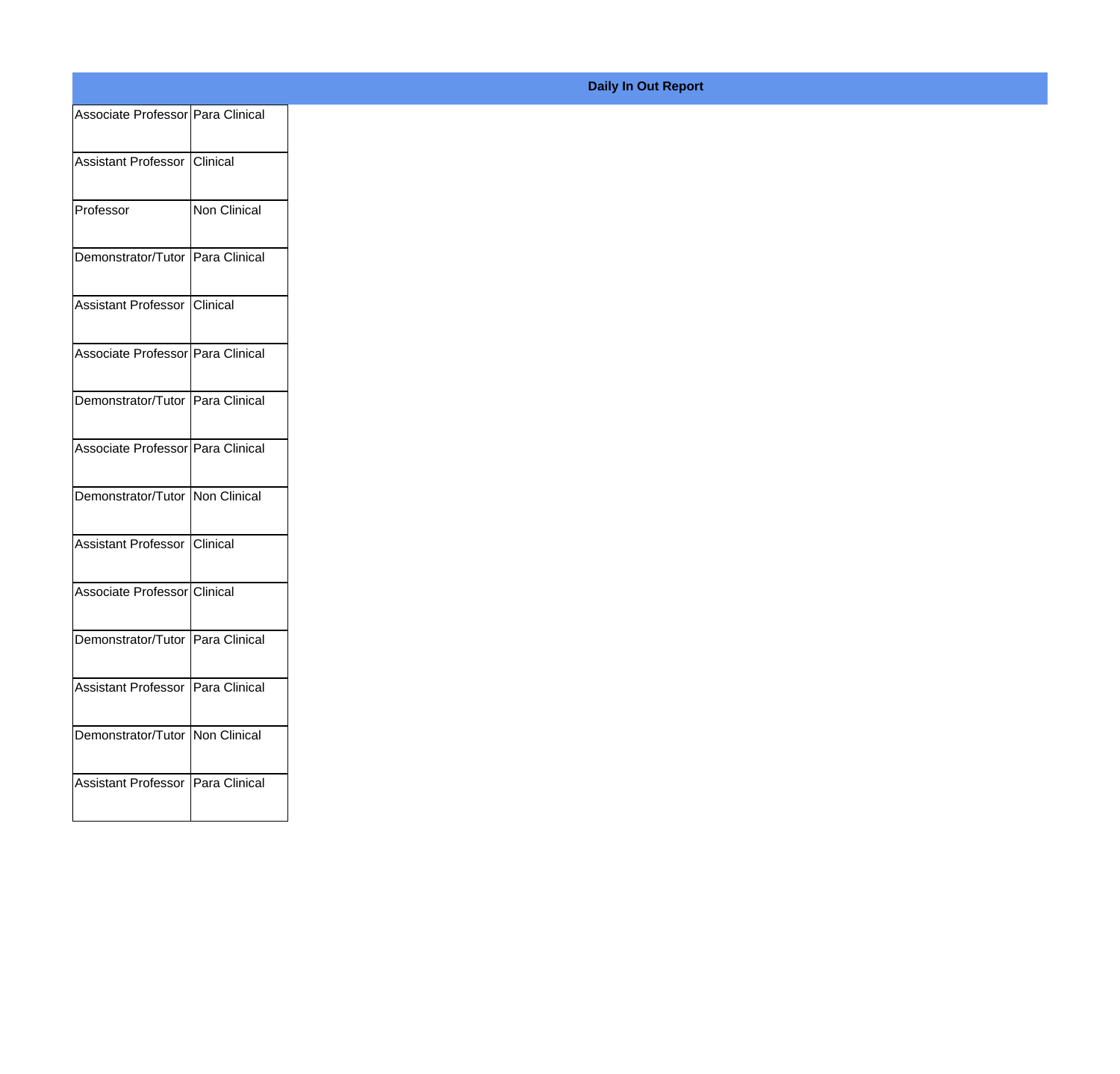**Daily In Out Report**

| | |
|---|---|
| Associate Professor | Para Clinical |
| Assistant Professor | Clinical |
| Professor | Non Clinical |
| Demonstrator/Tutor | Para Clinical |
| Assistant Professor | Clinical |
| Associate Professor | Para Clinical |
| Demonstrator/Tutor | Para Clinical |
| Associate Professor | Para Clinical |
| Demonstrator/Tutor | Non Clinical |
| Assistant Professor | Clinical |
| Associate Professor | Clinical |
| Demonstrator/Tutor | Para Clinical |
| Assistant Professor | Para Clinical |
| Demonstrator/Tutor | Non Clinical |
| Assistant Professor | Para Clinical |